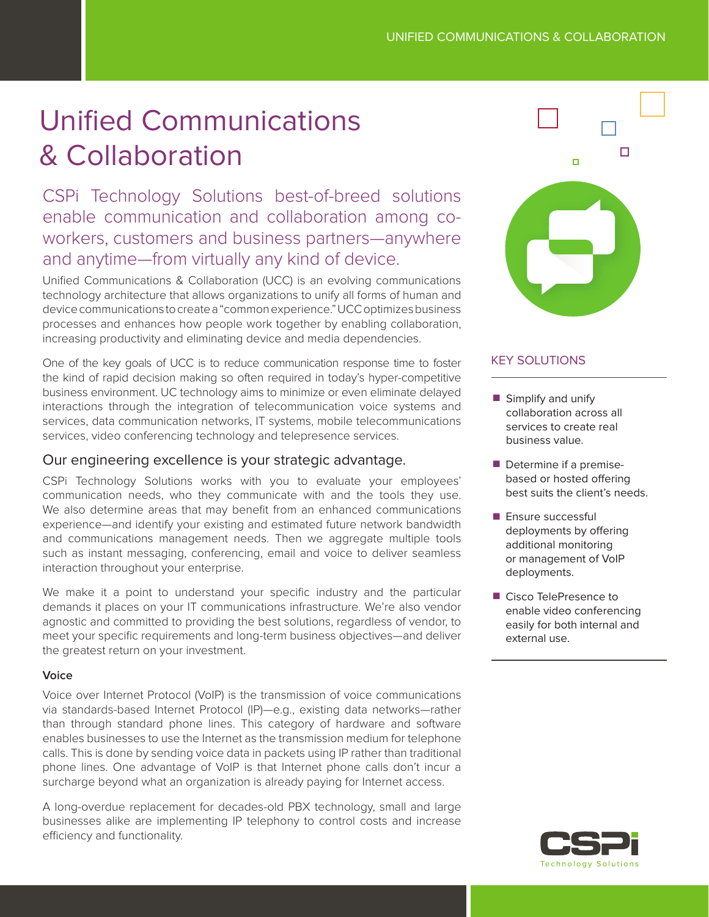# Unified Communications & Collaboration

## CSPi Technology Solutions best-of-breed solutions enable communication and collaboration among co-workers, customers and business partners—anywhere and anytime—from virtually any kind of device.

Unified Communications & Collaboration (UCC) is an evolving communications technology architecture that allows organizations to unify all forms of human and device communications to create a "common experience." UCC optimizes business processes and enhances how people work together by enabling collaboration, increasing productivity and eliminating device and media dependencies.

One of the key goals of UCC is to reduce communication response time to foster the kind of rapid decision making so often required in today's hyper-competitive business environment. UC technology aims to minimize or even eliminate delayed interactions through the integration of telecommunication voice systems and services, data communication networks, IT systems, mobile telecommunications services, video conferencing technology and telepresence services.

### Our engineering excellence is your strategic advantage.

CSPi Technology Solutions works with you to evaluate your employees' communication needs, who they communicate with and the tools they use. We also determine areas that may benefit from an enhanced communications experience—and identify your existing and estimated future network bandwidth and communications management needs. Then we aggregate multiple tools such as instant messaging, conferencing, email and voice to deliver seamless interaction throughout your enterprise.

We make it a point to understand your specific industry and the particular demands it places on your IT communications infrastructure. We're also vendor agnostic and committed to providing the best solutions, regardless of vendor, to meet your specific requirements and long-term business objectives—and deliver the greatest return on your investment.

**Voice**

Voice over Internet Protocol (VoIP) is the transmission of voice communications via standards-based Internet Protocol (IP)—e.g., existing data networks—rather than through standard phone lines. This category of hardware and software enables businesses to use the Internet as the transmission medium for telephone calls. This is done by sending voice data in packets using IP rather than traditional phone lines. One advantage of VoIP is that Internet phone calls don't incur a surcharge beyond what an organization is already paying for Internet access.

A long-overdue replacement for decades-old PBX technology, small and large businesses alike are implementing IP telephony to control costs and increase efficiency and functionality.

### KEY SOLUTIONS

- Simplify and unify collaboration across all services to create real business value.
- Determine if a premise-based or hosted offering best suits the client's needs.
- Ensure successful deployments by offering additional monitoring or management of VoIP deployments.
- Cisco TelePresence to enable video conferencing easily for both internal and external use.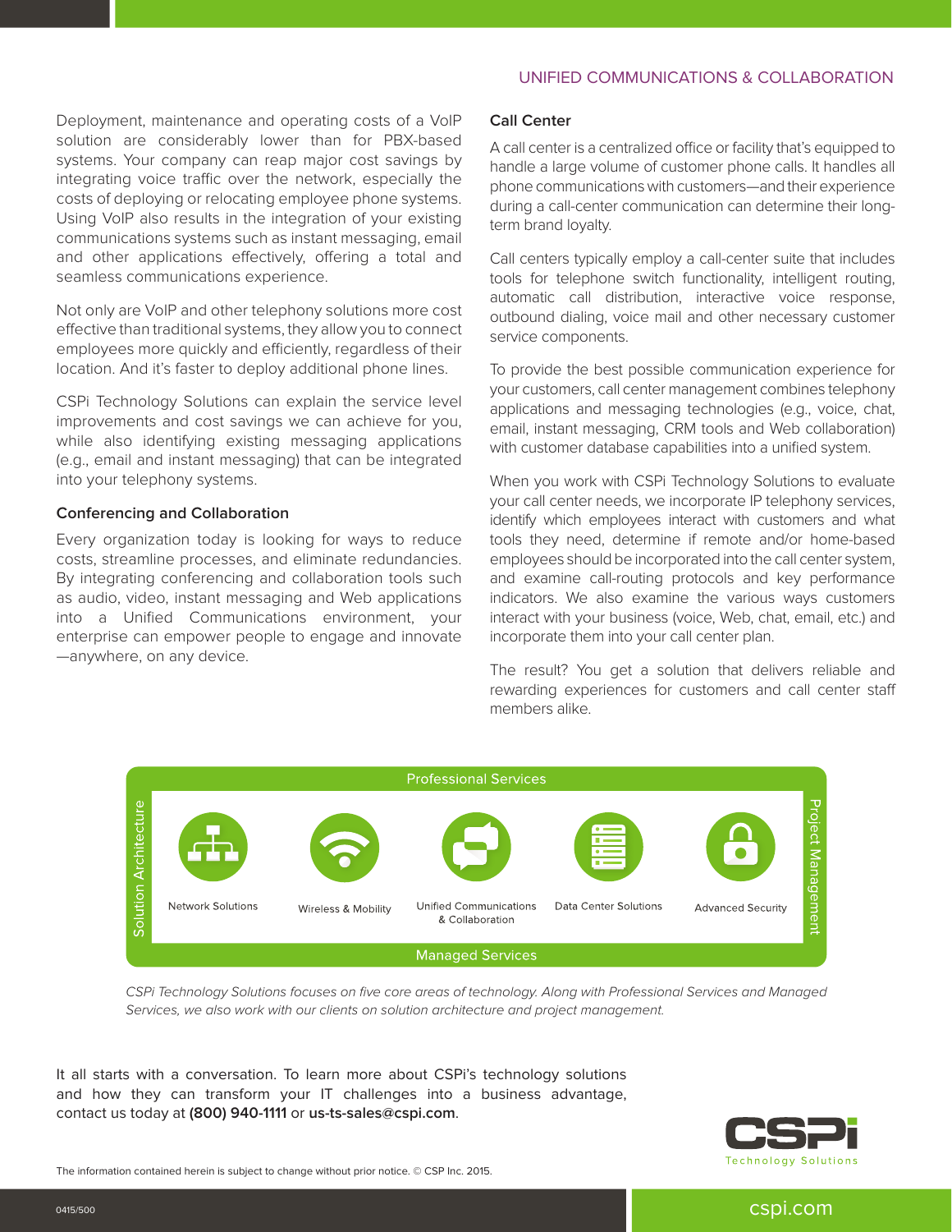Deployment, maintenance and operating costs of a VoIP solution are considerably lower than for PBX-based systems. Your company can reap major cost savings by integrating voice traffic over the network, especially the costs of deploying or relocating employee phone systems. Using VoIP also results in the integration of your existing communications systems such as instant messaging, email and other applications effectively, offering a total and seamless communications experience.

Not only are VoIP and other telephony solutions more cost effective than traditional systems, they allow you to connect employees more quickly and efficiently, regardless of their location. And it's faster to deploy additional phone lines.

CSPi Technology Solutions can explain the service level improvements and cost savings we can achieve for you, while also identifying existing messaging applications (e.g., email and instant messaging) that can be integrated into your telephony systems.

### Conferencing and Collaboration

Every organization today is looking for ways to reduce costs, streamline processes, and eliminate redundancies. By integrating conferencing and collaboration tools such as audio, video, instant messaging and Web applications into a Unified Communications environment, your enterprise can empower people to engage and innovate —anywhere, on any device.

### Call Center

A call center is a centralized office or facility that's equipped to handle a large volume of customer phone calls. It handles all phone communications with customers—and their experience during a call-center communication can determine their long-term brand loyalty.

Call centers typically employ a call-center suite that includes tools for telephone switch functionality, intelligent routing, automatic call distribution, interactive voice response, outbound dialing, voice mail and other necessary customer service components.

To provide the best possible communication experience for your customers, call center management combines telephony applications and messaging technologies (e.g., voice, chat, email, instant messaging, CRM tools and Web collaboration) with customer database capabilities into a unified system.

When you work with CSPi Technology Solutions to evaluate your call center needs, we incorporate IP telephony services, identify which employees interact with customers and what tools they need, determine if remote and/or home-based employees should be incorporated into the call center system, and examine call-routing protocols and key performance indicators. We also examine the various ways customers interact with your business (voice, Web, chat, email, etc.) and incorporate them into your call center plan.

The result? You get a solution that delivers reliable and rewarding experiences for customers and call center staff members alike.

Professional Services

Solution Architecture

Network Solutions

Wireless & Mobility

Unified Communications & Collaboration

Data Center Solutions

Advanced Security

Project Management

Managed Services

*CSPi Technology Solutions focuses on five core areas of technology. Along with Professional Services and Managed Services, we also work with our clients on solution architecture and project management.*

It all starts with a conversation. To learn more about CSPi's technology solutions and how they can transform your IT challenges into a business advantage, contact us today at **(800) 940-1111** or **us-ts-sales@cspi.com**.

The information contained herein is subject to change without prior notice. © CSP Inc. 2015.

CSPi Technology Solutions

0415/500

cspi.com